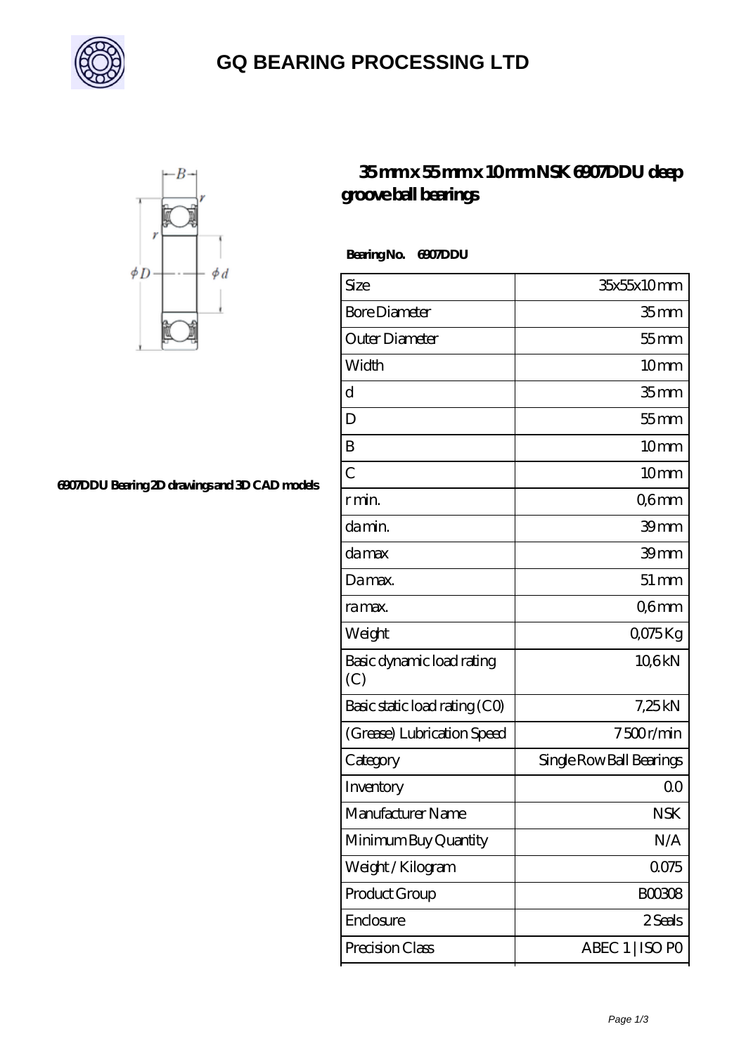# GQ BEARING PROCESSING LTD

## 35 mm x 55 mm x 10 mm NSK 6907DDU deep groove ball bearings

6907DDU Bearing 2D drawings and 3D CAD models

**Bearing No. 6907DDU**

| Size | 35x55x10 mm |
|---|---|
| Bore Diameter | 35 mm |
| Outer Diameter | 55 mm |
| Width | 10 mm |
| d | 35 mm |
| D | 55 mm |
| B | 10 mm |
| C | 10 mm |
| r min. | 0,6 mm |
| da min. | 39 mm |
| da max | 39 mm |
| Da max. | 51 mm |
| ra max. | 0,6 mm |
| Weight | 0,075 Kg |
| Basic dynamic load rating (C) | 10,6 kN |
| Basic static load rating (C0) | 7,25 kN |
| (Grease) Lubrication Speed | 7 500 r/min |
| Category | Single Row Ball Bearings |
| Inventory | 0.0 |
| Manufacturer Name | NSK |
| Minimum Buy Quantity | N/A |
| Weight / Kilogram | 0.075 |
| Product Group | B00308 |
| Enclosure | 2 Seals |
| Precision Class | ABEC 1 \| ISO P0 |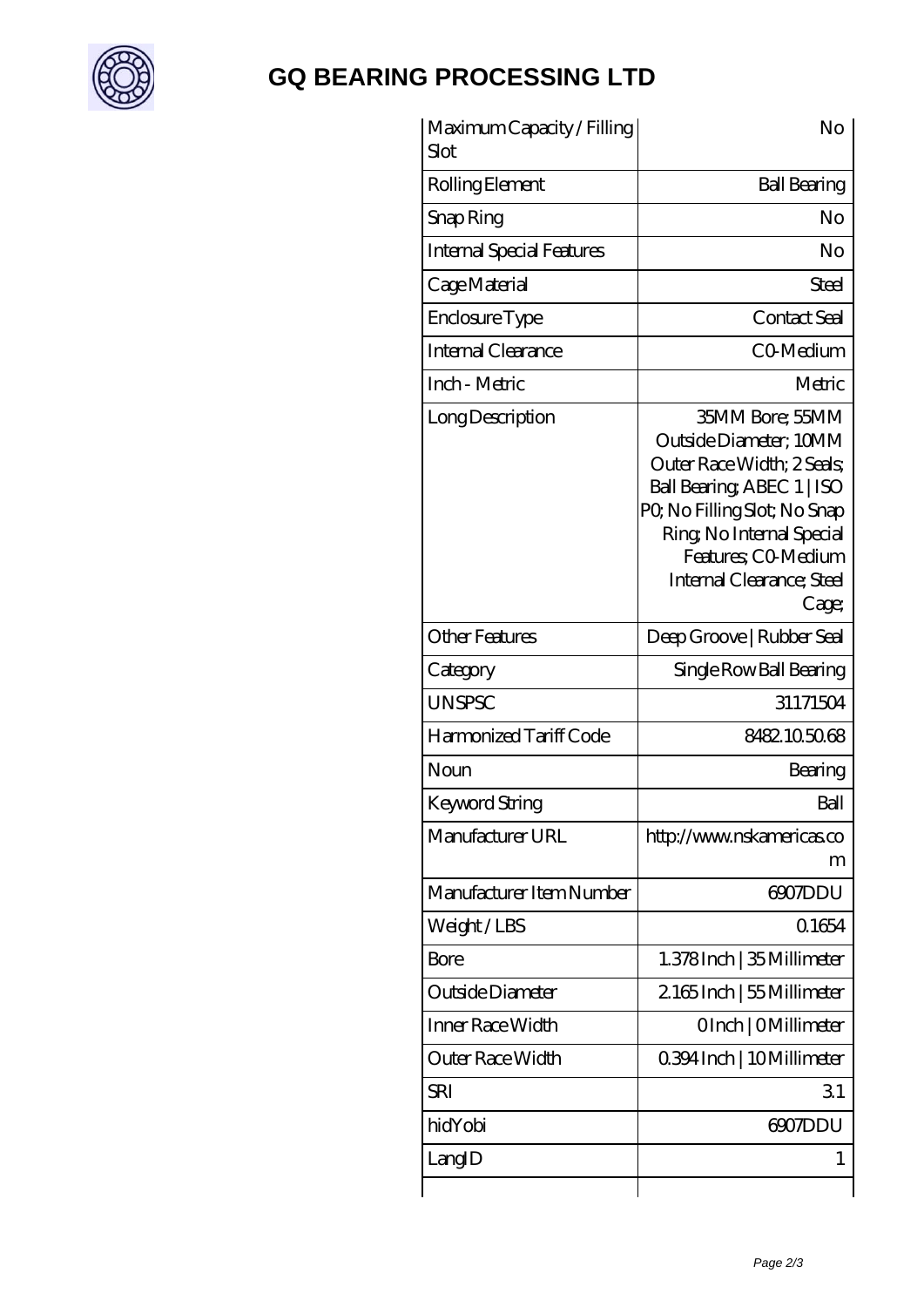# GQ BEARING PROCESSING LTD

| | |
|---|---|
| Maximum Capacity / Filling Slot | No |
| Rolling Element | Ball Bearing |
| Snap Ring | No |
| Internal Special Features | No |
| Cage Material | Steel |
| Enclosure Type | Contact Seal |
| Internal Clearance | C0-Medium |
| Inch - Metric | Metric |
| Long Description | 35MM Bore; 55MM Outside Diameter; 10MM Outer Race Width; 2 Seals; Ball Bearing; ABEC 1 \| ISO P0; No Filling Slot; No Snap Ring; No Internal Special Features; C0-Medium Internal Clearance; Steel Cage; |
| Other Features | Deep Groove \| Rubber Seal |
| Category | Single Row Ball Bearing |
| UNSPSC | 31171504 |
| Harmonized Tariff Code | 8482.10.50.68 |
| Noun | Bearing |
| Keyword String | Ball |
| Manufacturer URL | http://www.nskamericas.com |
| Manufacturer Item Number | 6907DDU |
| Weight / LBS | 0.1654 |
| Bore | 1.378 Inch \| 35 Millimeter |
| Outside Diameter | 2.165 Inch \| 55 Millimeter |
| Inner Race Width | 0 Inch \| 0 Millimeter |
| Outer Race Width | 0.394 Inch \| 10 Millimeter |
| SRI | 3.1 |
| hidYobi | 6907DDU |
| LangID | 1 |
| | |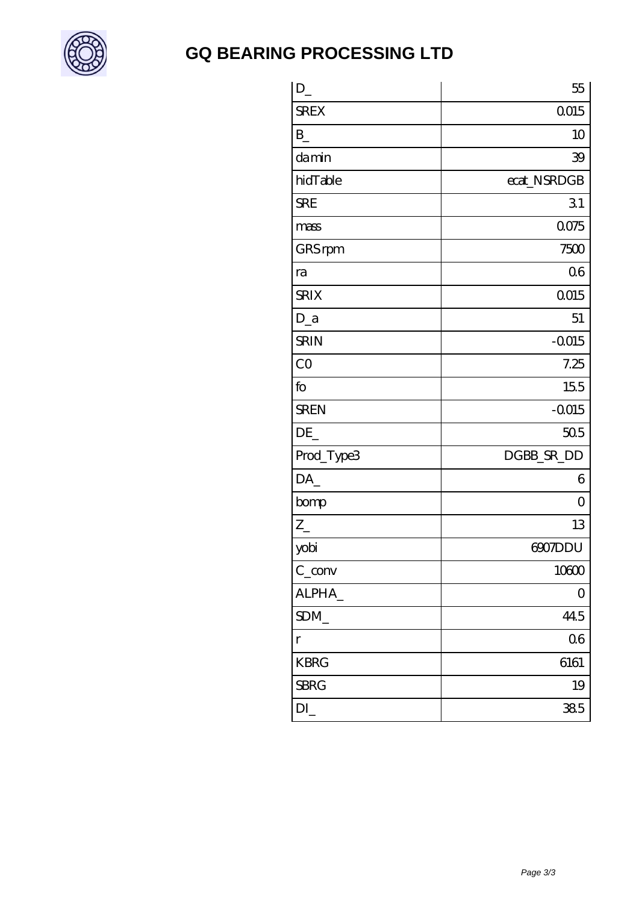| | |
|---|---|
| D_ | 55 |
| SREX | 0.015 |
| B_ | 10 |
| da min | 39 |
| hidTable | ecat_NSRDGB |
| SRE | 3.1 |
| mass | 0.075 |
| GRS rpm | 7500 |
| ra | 0.6 |
| SRIX | 0.015 |
| D_a | 51 |
| SRIN | -0.015 |
| C0 | 7.25 |
| fo | 15.5 |
| SREN | -0.015 |
| DE_ | 50.5 |
| Prod_Type3 | DGBB_SR_DD |
| DA_ | 6 |
| bomp | 0 |
| Z_ | 13 |
| yobi | 6907DDU |
| C_conv | 10600 |
| ALPHA_ | 0 |
| SDM_ | 44.5 |
| r | 0.6 |
| KBRG | 6161 |
| SBRG | 19 |
| DI_ | 38.5 |